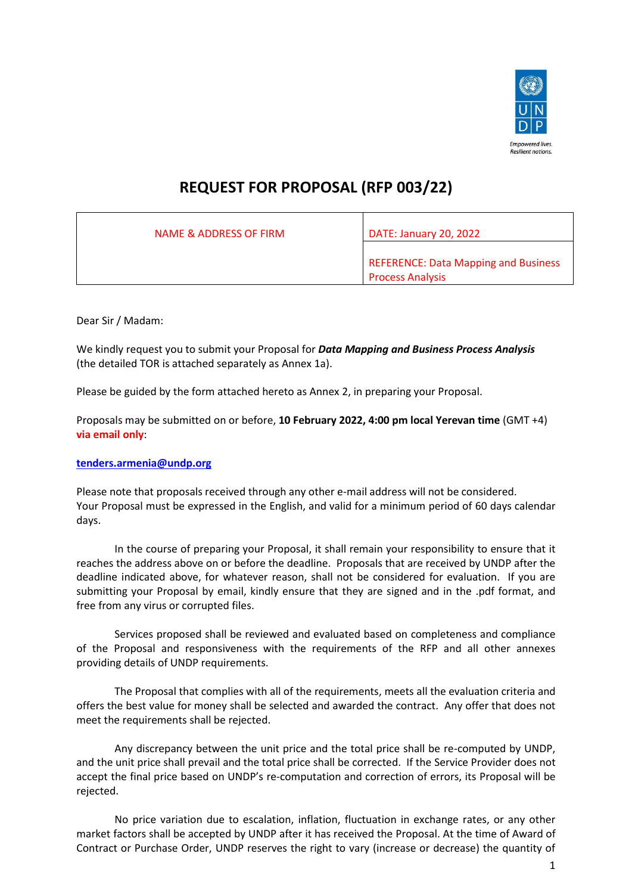# REQUEST FOR PROPOSAL (RFP 003/22)

| NAME & ADDRESS OF FIRM | DATE: January 20, 2022 |
|---|---|
| | REFERENCE: Data Mapping and Business Process Analysis |

Dear Sir / Madam:

We kindly request you to submit your Proposal for ***Data Mapping and Business Process Analysis*** (the detailed TOR is attached separately as Annex 1a).

Please be guided by the form attached hereto as Annex 2, in preparing your Proposal.

Proposals may be submitted on or before, **10 February 2022, 4:00 pm local Yerevan time** (GMT +4) **via email only**:

**tenders.armenia@undp.org**

Please note that proposals received through any other e-mail address will not be considered.
Your Proposal must be expressed in the English, and valid for a minimum period of 60 days calendar days.

In the course of preparing your Proposal, it shall remain your responsibility to ensure that it reaches the address above on or before the deadline. Proposals that are received by UNDP after the deadline indicated above, for whatever reason, shall not be considered for evaluation. If you are submitting your Proposal by email, kindly ensure that they are signed and in the .pdf format, and free from any virus or corrupted files.

Services proposed shall be reviewed and evaluated based on completeness and compliance of the Proposal and responsiveness with the requirements of the RFP and all other annexes providing details of UNDP requirements.

The Proposal that complies with all of the requirements, meets all the evaluation criteria and offers the best value for money shall be selected and awarded the contract. Any offer that does not meet the requirements shall be rejected.

Any discrepancy between the unit price and the total price shall be re-computed by UNDP, and the unit price shall prevail and the total price shall be corrected. If the Service Provider does not accept the final price based on UNDP's re-computation and correction of errors, its Proposal will be rejected.

No price variation due to escalation, inflation, fluctuation in exchange rates, or any other market factors shall be accepted by UNDP after it has received the Proposal. At the time of Award of Contract or Purchase Order, UNDP reserves the right to vary (increase or decrease) the quantity of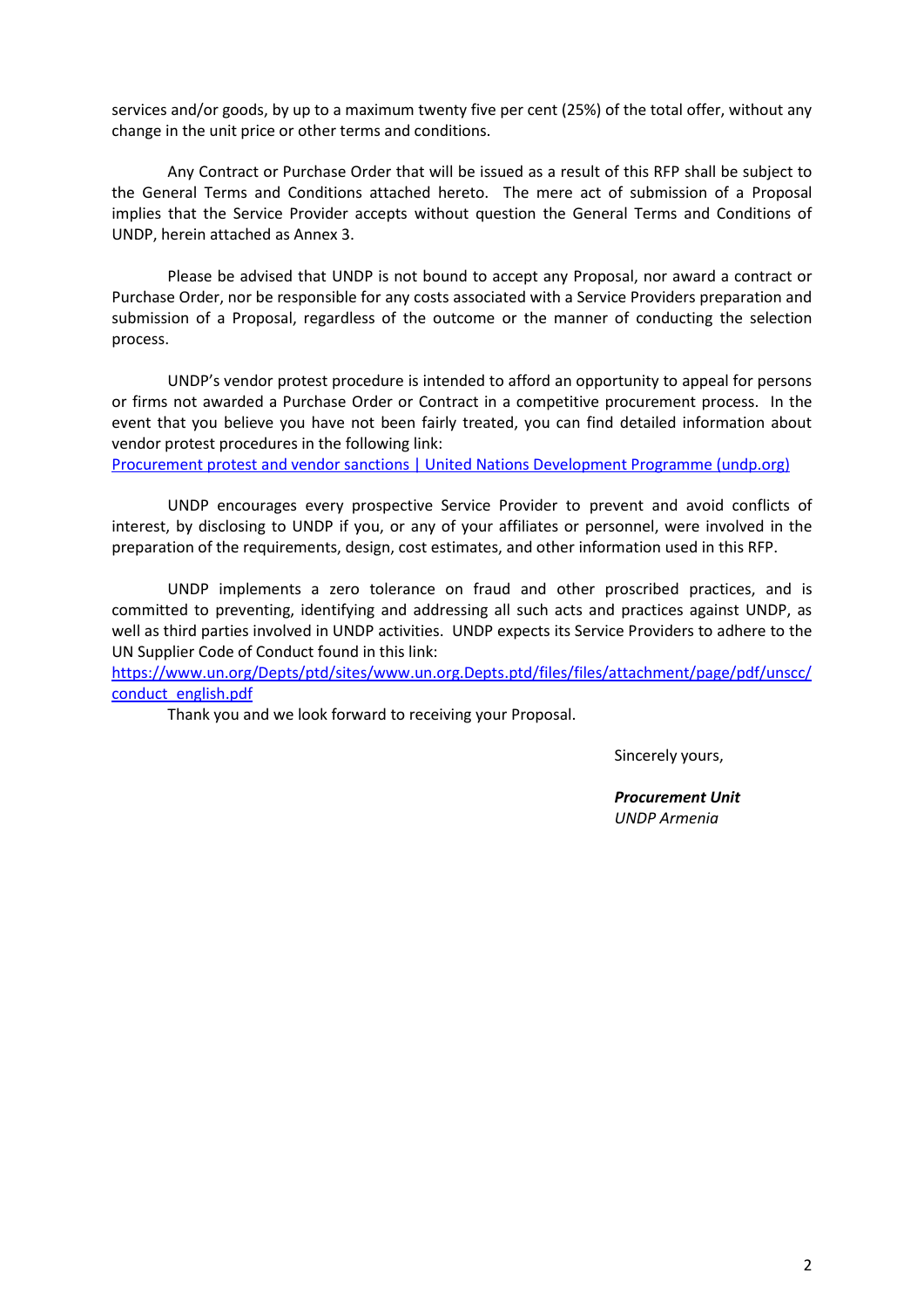services and/or goods, by up to a maximum twenty five per cent (25%) of the total offer, without any change in the unit price or other terms and conditions.

Any Contract or Purchase Order that will be issued as a result of this RFP shall be subject to the General Terms and Conditions attached hereto. The mere act of submission of a Proposal implies that the Service Provider accepts without question the General Terms and Conditions of UNDP, herein attached as Annex 3.

Please be advised that UNDP is not bound to accept any Proposal, nor award a contract or Purchase Order, nor be responsible for any costs associated with a Service Providers preparation and submission of a Proposal, regardless of the outcome or the manner of conducting the selection process.

UNDP's vendor protest procedure is intended to afford an opportunity to appeal for persons or firms not awarded a Purchase Order or Contract in a competitive procurement process. In the event that you believe you have not been fairly treated, you can find detailed information about vendor protest procedures in the following link:
[Procurement protest and vendor sanctions | United Nations Development Programme (undp.org)](Procurement protest and vendor sanctions | United Nations Development Programme (undp.org))

UNDP encourages every prospective Service Provider to prevent and avoid conflicts of interest, by disclosing to UNDP if you, or any of your affiliates or personnel, were involved in the preparation of the requirements, design, cost estimates, and other information used in this RFP.

UNDP implements a zero tolerance on fraud and other proscribed practices, and is committed to preventing, identifying and addressing all such acts and practices against UNDP, as well as third parties involved in UNDP activities. UNDP expects its Service Providers to adhere to the UN Supplier Code of Conduct found in this link:
https://www.un.org/Depts/ptd/sites/www.un.org.Depts.ptd/files/files/attachment/page/pdf/unscc/conduct_english.pdf

Thank you and we look forward to receiving your Proposal.

Sincerely yours,

***Procurement Unit***
*UNDP Armenia*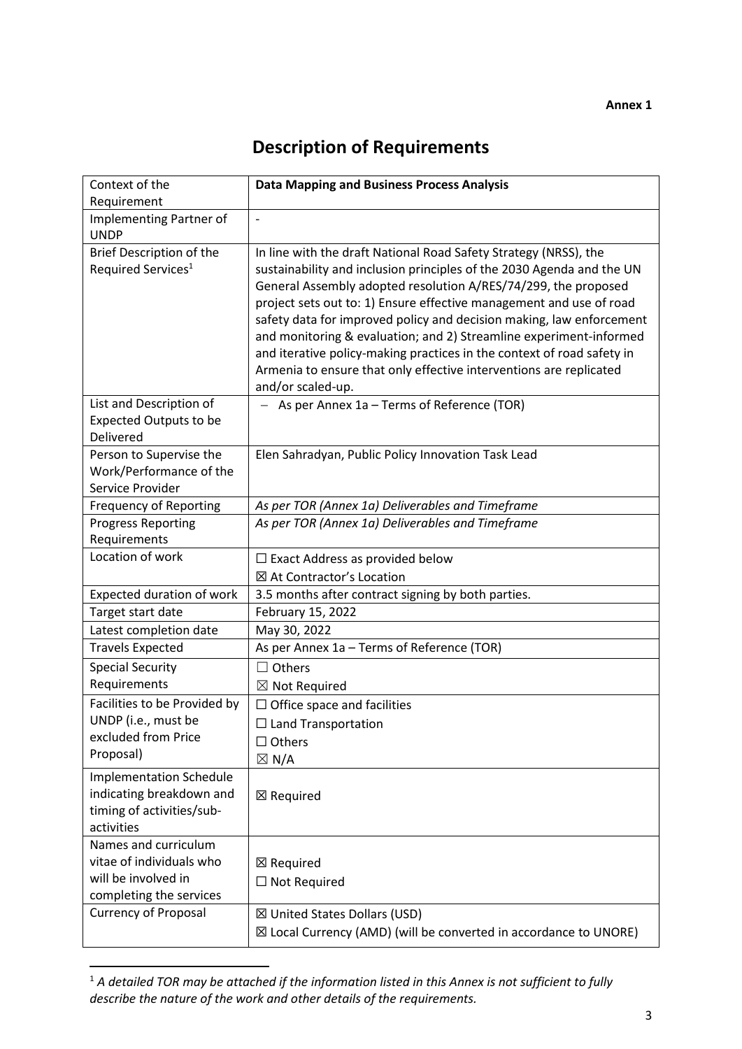**Annex 1**

# Description of Requirements

| Context of the Requirement | **Data Mapping and Business Process Analysis** |
|---|---|
| Implementing Partner of UNDP | - |
| Brief Description of the Required Services[1] | In line with the draft National Road Safety Strategy (NRSS), the sustainability and inclusion principles of the 2030 Agenda and the UN General Assembly adopted resolution A/RES/74/299, the proposed project sets out to: 1) Ensure effective management and use of road safety data for improved policy and decision making, law enforcement and monitoring & evaluation; and 2) Streamline experiment-informed and iterative policy-making practices in the context of road safety in Armenia to ensure that only effective interventions are replicated and/or scaled-up. |
| List and Description of Expected Outputs to be Delivered | – As per Annex 1a – Terms of Reference (TOR) |
| Person to Supervise the Work/Performance of the Service Provider | Elen Sahradyan, Public Policy Innovation Task Lead |
| Frequency of Reporting | *As per TOR (Annex 1a) Deliverables and Timeframe* |
| Progress Reporting Requirements | *As per TOR (Annex 1a) Deliverables and Timeframe* |
| Location of work | ☐ Exact Address as provided below<br>☒ At Contractor's Location |
| Expected duration of work | 3.5 months after contract signing by both parties. |
| Target start date | February 15, 2022 |
| Latest completion date | May 30, 2022 |
| Travels Expected | As per Annex 1a – Terms of Reference (TOR) |
| Special Security Requirements | ☐ Others<br>☒ Not Required |
| Facilities to be Provided by UNDP (i.e., must be excluded from Price Proposal) | ☐ Office space and facilities<br>☐ Land Transportation<br>☐ Others<br>☒ N/A |
| Implementation Schedule indicating breakdown and timing of activities/sub-activities | ☒ Required |
| Names and curriculum vitae of individuals who will be involved in completing the services | ☒ Required<br>☐ Not Required |
| Currency of Proposal | ☒ United States Dollars (USD)<br>☒ Local Currency (AMD) (will be converted in accordance to UNORE) |

[1] *A detailed TOR may be attached if the information listed in this Annex is not sufficient to fully describe the nature of the work and other details of the requirements.*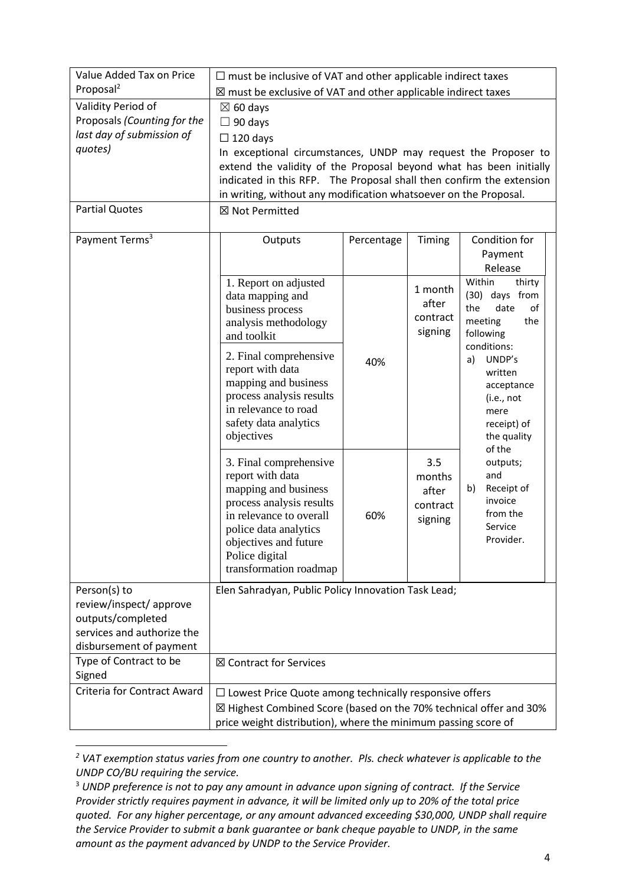| Value Added Tax on Price Proposal[2] | ☐ must be inclusive of VAT and other applicable indirect taxes<br>☒ must be exclusive of VAT and other applicable indirect taxes |
|---|---|
| Validity Period of Proposals *(Counting for the last day of submission of quotes)* | ☒ 60 days<br>☐ 90 days<br>☐ 120 days<br>In exceptional circumstances, UNDP may request the Proposer to extend the validity of the Proposal beyond what has been initially indicated in this RFP. The Proposal shall then confirm the extension in writing, without any modification whatsoever on the Proposal. |
| Partial Quotes | ☒ Not Permitted |
| Payment Terms[3] | See table below |
| Person(s) to review/inspect/ approve outputs/completed services and authorize the disbursement of payment | Elen Sahradyan, Public Policy Innovation Task Lead; |
| Type of Contract to be Signed | ☒ Contract for Services |
| Criteria for Contract Award | ☐ Lowest Price Quote among technically responsive offers<br>☒ Highest Combined Score (based on the 70% technical offer and 30% price weight distribution), where the minimum passing score of |

Payment Terms[3]:

| Outputs | Percentage | Timing | Condition for Payment Release |
|---|---|---|---|
| 1. Report on adjusted data mapping and business process analysis methodology and toolkit<br>2. Final comprehensive report with data mapping and business process analysis results in relevance to road safety data analytics objectives | 40% | 1 month after contract signing | Within thirty (30) days from the date of meeting the following conditions:<br>a) UNDP's written acceptance (i.e., not mere receipt) of the quality of the outputs; and<br>b) Receipt of invoice from the Service Provider. |
| 3. Final comprehensive report with data mapping and business process analysis results in relevance to overall police data analytics objectives and future Police digital transformation roadmap | 60% | 3.5 months after contract signing | |

---

[2] *VAT exemption status varies from one country to another. Pls. check whatever is applicable to the UNDP CO/BU requiring the service.*

[3] *UNDP preference is not to pay any amount in advance upon signing of contract. If the Service Provider strictly requires payment in advance, it will be limited only up to 20% of the total price quoted. For any higher percentage, or any amount advanced exceeding $30,000, UNDP shall require the Service Provider to submit a bank guarantee or bank cheque payable to UNDP, in the same amount as the payment advanced by UNDP to the Service Provider.*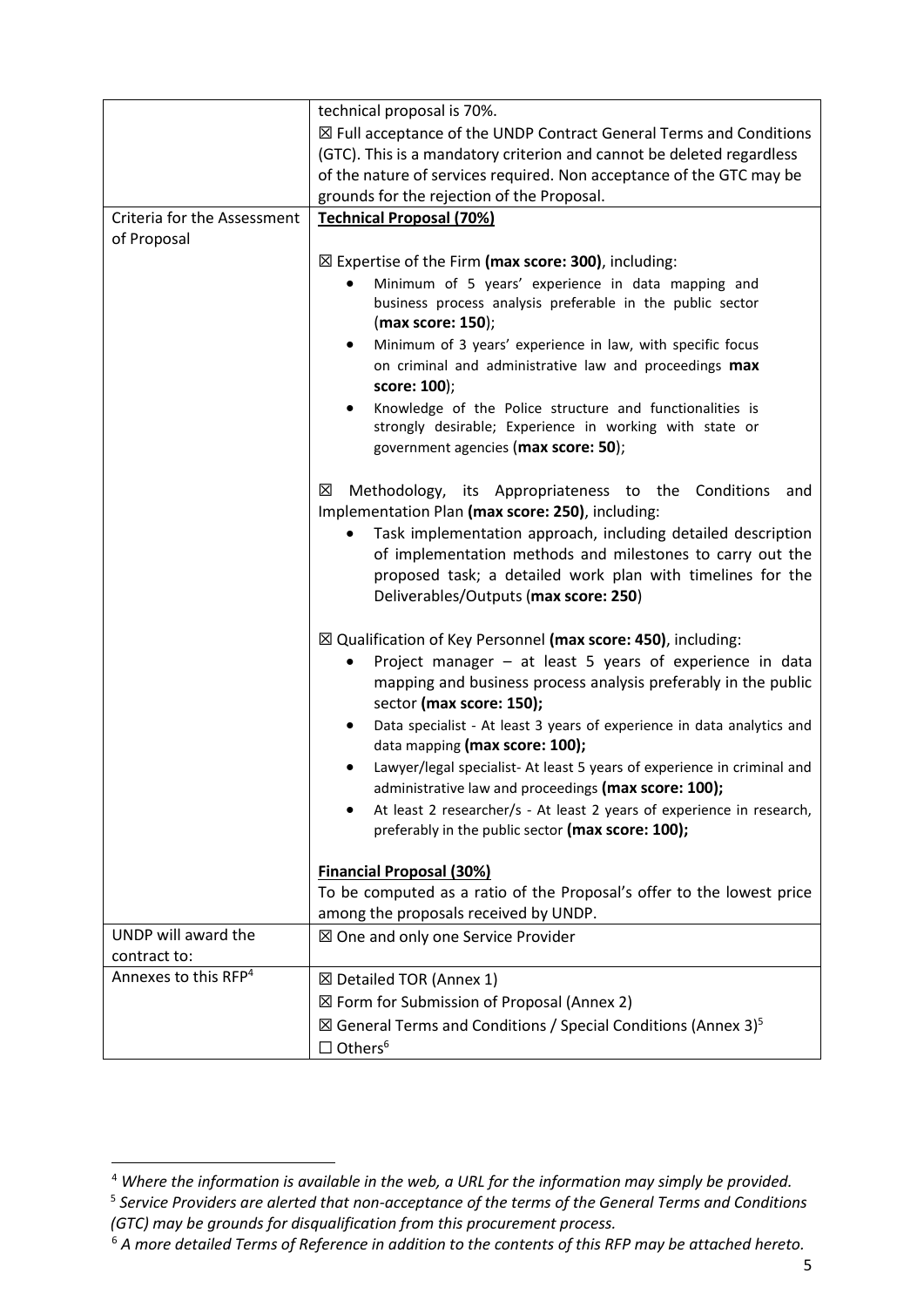| | |
|---|---|
| | technical proposal is 70%.<br>☒ Full acceptance of the UNDP Contract General Terms and Conditions (GTC). This is a mandatory criterion and cannot be deleted regardless of the nature of services required. Non acceptance of the GTC may be grounds for the rejection of the Proposal. |
| Criteria for the Assessment of Proposal | **Technical Proposal (70%)**<br><br>☒ Expertise of the Firm **(max score: 300)**, including:<br>• Minimum of 5 years' experience in data mapping and business process analysis preferable in the public sector (**max score: 150**);<br>• Minimum of 3 years' experience in law, with specific focus on criminal and administrative law and proceedings **max score: 100**);<br>• Knowledge of the Police structure and functionalities is strongly desirable; Experience in working with state or government agencies (**max score: 50**);<br><br>☒ Methodology, its Appropriateness to the Conditions and Implementation Plan **(max score: 250)**, including:<br>• Task implementation approach, including detailed description of implementation methods and milestones to carry out the proposed task; a detailed work plan with timelines for the Deliverables/Outputs (**max score: 250**)<br><br>☒ Qualification of Key Personnel **(max score: 450)**, including:<br>• Project manager – at least 5 years of experience in data mapping and business process analysis preferably in the public sector **(max score: 150);**<br>• Data specialist - At least 3 years of experience in data analytics and data mapping **(max score: 100);**<br>• Lawyer/legal specialist- At least 5 years of experience in criminal and administrative law and proceedings **(max score: 100);**<br>• At least 2 researcher/s - At least 2 years of experience in research, preferably in the public sector **(max score: 100);**<br><br>**Financial Proposal (30%)**<br>To be computed as a ratio of the Proposal's offer to the lowest price among the proposals received by UNDP. |
| UNDP will award the contract to: | ☒ One and only one Service Provider |
| Annexes to this RFP[4] | ☒ Detailed TOR (Annex 1)<br>☒ Form for Submission of Proposal (Annex 2)<br>☒ General Terms and Conditions / Special Conditions (Annex 3)[5]<br>☐ Others[6] |

[4] *Where the information is available in the web, a URL for the information may simply be provided.*

[5] *Service Providers are alerted that non-acceptance of the terms of the General Terms and Conditions (GTC) may be grounds for disqualification from this procurement process.*

[6] *A more detailed Terms of Reference in addition to the contents of this RFP may be attached hereto.*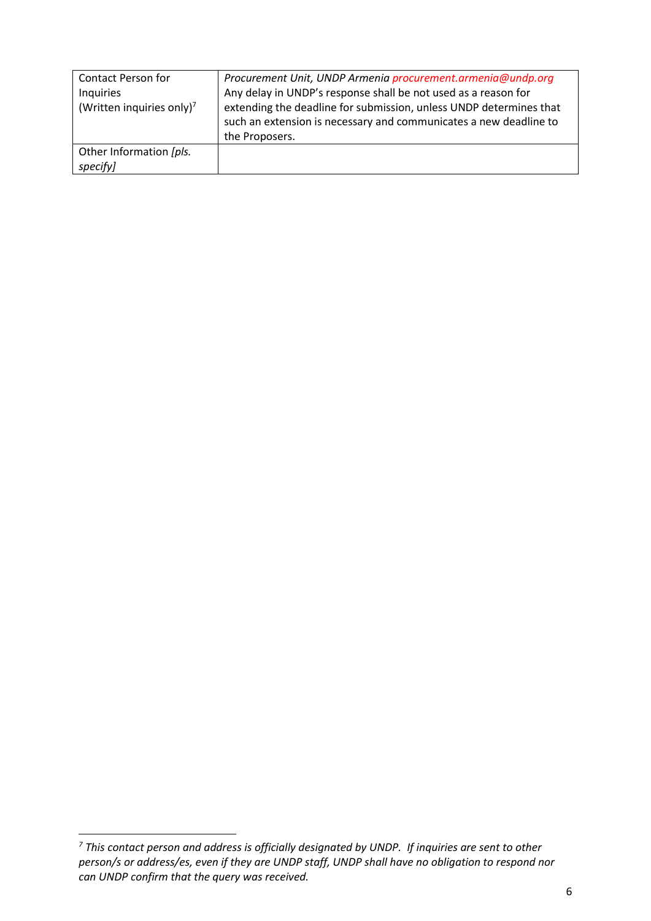| | |
|---|---|
| Contact Person for Inquiries (Written inquiries only)[7] | *Procurement Unit, UNDP Armenia procurement.armenia@undp.org* Any delay in UNDP's response shall be not used as a reason for extending the deadline for submission, unless UNDP determines that such an extension is necessary and communicates a new deadline to the Proposers. |
| Other Information *[pls. specify]* | |

[7] *This contact person and address is officially designated by UNDP. If inquiries are sent to other person/s or address/es, even if they are UNDP staff, UNDP shall have no obligation to respond nor can UNDP confirm that the query was received.*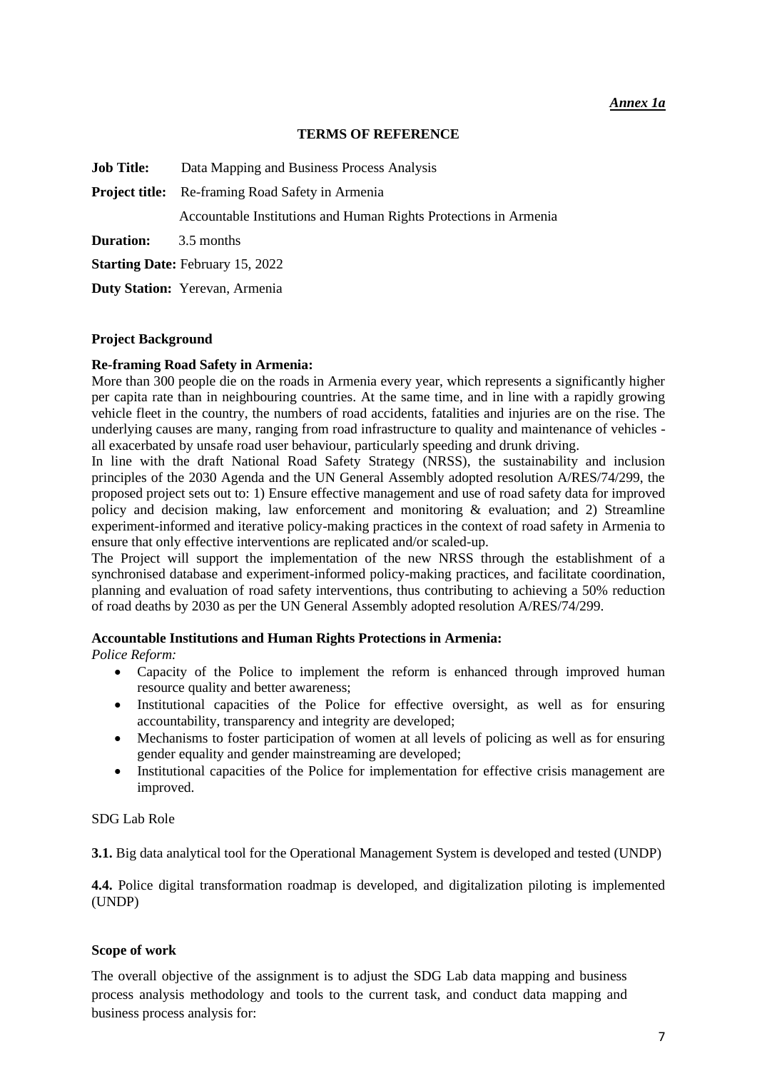*Annex 1a*

**TERMS OF REFERENCE**

**Job Title:** Data Mapping and Business Process Analysis

**Project title:** Re-framing Road Safety in Armenia

Accountable Institutions and Human Rights Protections in Armenia

**Duration:** 3.5 months

**Starting Date:** February 15, 2022

**Duty Station:** Yerevan, Armenia

**Project Background**

**Re-framing Road Safety in Armenia:**

More than 300 people die on the roads in Armenia every year, which represents a significantly higher per capita rate than in neighbouring countries. At the same time, and in line with a rapidly growing vehicle fleet in the country, the numbers of road accidents, fatalities and injuries are on the rise. The underlying causes are many, ranging from road infrastructure to quality and maintenance of vehicles - all exacerbated by unsafe road user behaviour, particularly speeding and drunk driving.

In line with the draft National Road Safety Strategy (NRSS), the sustainability and inclusion principles of the 2030 Agenda and the UN General Assembly adopted resolution A/RES/74/299, the proposed project sets out to: 1) Ensure effective management and use of road safety data for improved policy and decision making, law enforcement and monitoring & evaluation; and 2) Streamline experiment-informed and iterative policy-making practices in the context of road safety in Armenia to ensure that only effective interventions are replicated and/or scaled-up.

The Project will support the implementation of the new NRSS through the establishment of a synchronised database and experiment-informed policy-making practices, and facilitate coordination, planning and evaluation of road safety interventions, thus contributing to achieving a 50% reduction of road deaths by 2030 as per the UN General Assembly adopted resolution A/RES/74/299.

**Accountable Institutions and Human Rights Protections in Armenia:**

*Police Reform:*

- Capacity of the Police to implement the reform is enhanced through improved human resource quality and better awareness;
- Institutional capacities of the Police for effective oversight, as well as for ensuring accountability, transparency and integrity are developed;
- Mechanisms to foster participation of women at all levels of policing as well as for ensuring gender equality and gender mainstreaming are developed;
- Institutional capacities of the Police for implementation for effective crisis management are improved.

SDG Lab Role

**3.1.** Big data analytical tool for the Operational Management System is developed and tested (UNDP)

**4.4.** Police digital transformation roadmap is developed, and digitalization piloting is implemented (UNDP)

**Scope of work**

The overall objective of the assignment is to adjust the SDG Lab data mapping and business process analysis methodology and tools to the current task, and conduct data mapping and business process analysis for: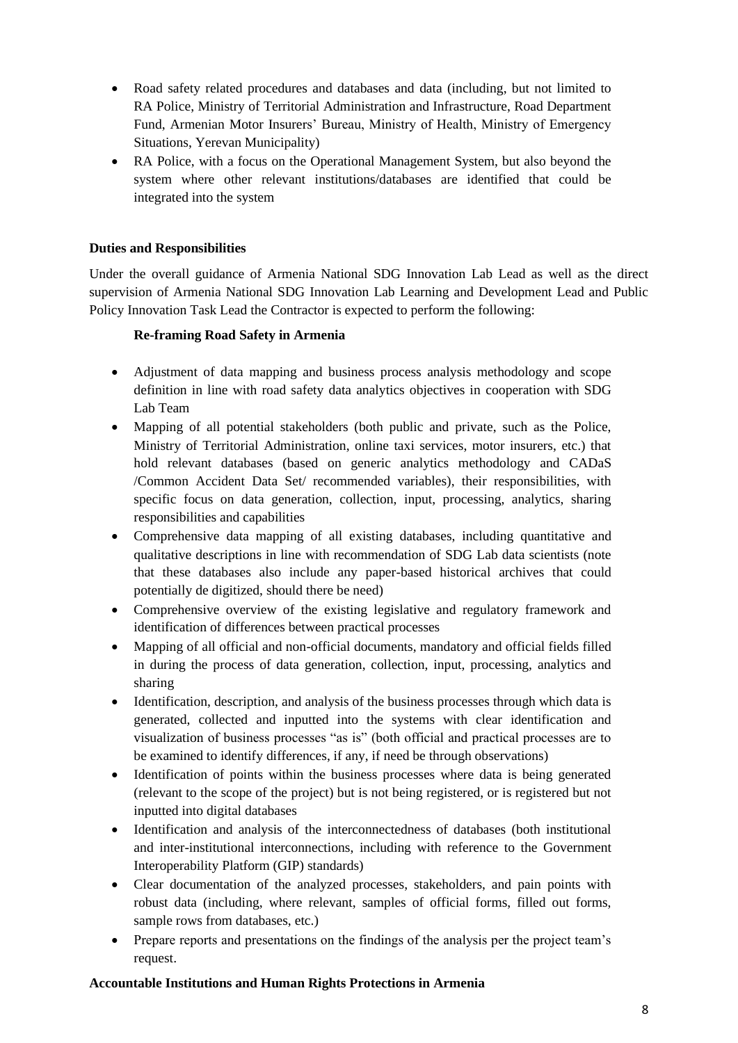- Road safety related procedures and databases and data (including, but not limited to RA Police, Ministry of Territorial Administration and Infrastructure, Road Department Fund, Armenian Motor Insurers' Bureau, Ministry of Health, Ministry of Emergency Situations, Yerevan Municipality)
- RA Police, with a focus on the Operational Management System, but also beyond the system where other relevant institutions/databases are identified that could be integrated into the system

**Duties and Responsibilities**

Under the overall guidance of Armenia National SDG Innovation Lab Lead as well as the direct supervision of Armenia National SDG Innovation Lab Learning and Development Lead and Public Policy Innovation Task Lead the Contractor is expected to perform the following:

**Re-framing Road Safety in Armenia**

- Adjustment of data mapping and business process analysis methodology and scope definition in line with road safety data analytics objectives in cooperation with SDG Lab Team
- Mapping of all potential stakeholders (both public and private, such as the Police, Ministry of Territorial Administration, online taxi services, motor insurers, etc.) that hold relevant databases (based on generic analytics methodology and CADaS /Common Accident Data Set/ recommended variables), their responsibilities, with specific focus on data generation, collection, input, processing, analytics, sharing responsibilities and capabilities
- Comprehensive data mapping of all existing databases, including quantitative and qualitative descriptions in line with recommendation of SDG Lab data scientists (note that these databases also include any paper-based historical archives that could potentially de digitized, should there be need)
- Comprehensive overview of the existing legislative and regulatory framework and identification of differences between practical processes
- Mapping of all official and non-official documents, mandatory and official fields filled in during the process of data generation, collection, input, processing, analytics and sharing
- Identification, description, and analysis of the business processes through which data is generated, collected and inputted into the systems with clear identification and visualization of business processes "as is" (both official and practical processes are to be examined to identify differences, if any, if need be through observations)
- Identification of points within the business processes where data is being generated (relevant to the scope of the project) but is not being registered, or is registered but not inputted into digital databases
- Identification and analysis of the interconnectedness of databases (both institutional and inter-institutional interconnections, including with reference to the Government Interoperability Platform (GIP) standards)
- Clear documentation of the analyzed processes, stakeholders, and pain points with robust data (including, where relevant, samples of official forms, filled out forms, sample rows from databases, etc.)
- Prepare reports and presentations on the findings of the analysis per the project team's request.

**Accountable Institutions and Human Rights Protections in Armenia**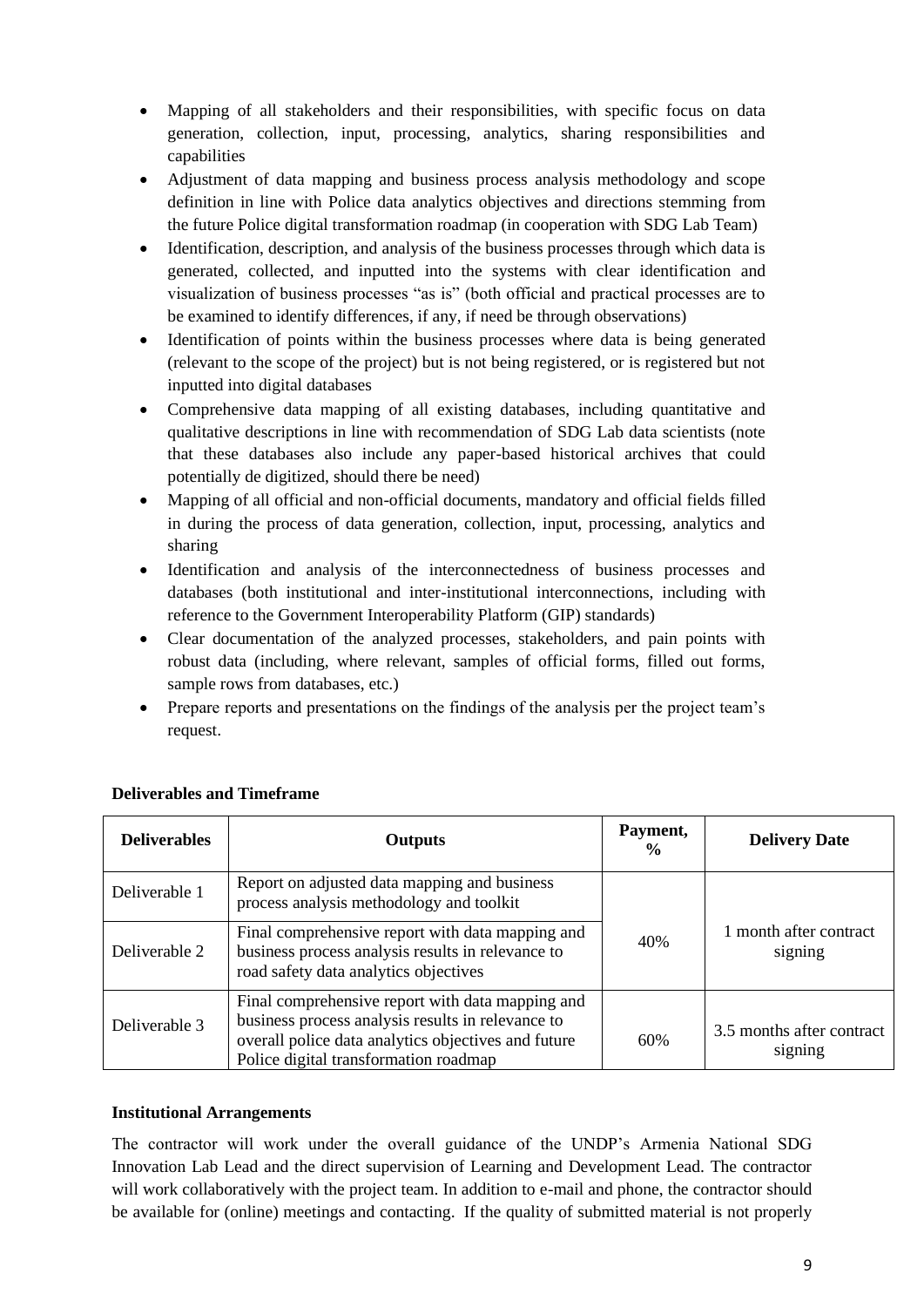- Mapping of all stakeholders and their responsibilities, with specific focus on data generation, collection, input, processing, analytics, sharing responsibilities and capabilities
- Adjustment of data mapping and business process analysis methodology and scope definition in line with Police data analytics objectives and directions stemming from the future Police digital transformation roadmap (in cooperation with SDG Lab Team)
- Identification, description, and analysis of the business processes through which data is generated, collected, and inputted into the systems with clear identification and visualization of business processes "as is" (both official and practical processes are to be examined to identify differences, if any, if need be through observations)
- Identification of points within the business processes where data is being generated (relevant to the scope of the project) but is not being registered, or is registered but not inputted into digital databases
- Comprehensive data mapping of all existing databases, including quantitative and qualitative descriptions in line with recommendation of SDG Lab data scientists (note that these databases also include any paper-based historical archives that could potentially de digitized, should there be need)
- Mapping of all official and non-official documents, mandatory and official fields filled in during the process of data generation, collection, input, processing, analytics and sharing
- Identification and analysis of the interconnectedness of business processes and databases (both institutional and inter-institutional interconnections, including with reference to the Government Interoperability Platform (GIP) standards)
- Clear documentation of the analyzed processes, stakeholders, and pain points with robust data (including, where relevant, samples of official forms, filled out forms, sample rows from databases, etc.)
- Prepare reports and presentations on the findings of the analysis per the project team's request.

**Deliverables and Timeframe**

| Deliverables | Outputs | Payment, % | Delivery Date |
|---|---|---|---|
| Deliverable 1 | Report on adjusted data mapping and business process analysis methodology and toolkit | 40% | 1 month after contract signing |
| Deliverable 2 | Final comprehensive report with data mapping and business process analysis results in relevance to road safety data analytics objectives | | |
| Deliverable 3 | Final comprehensive report with data mapping and business process analysis results in relevance to overall police data analytics objectives and future Police digital transformation roadmap | 60% | 3.5 months after contract signing |

**Institutional Arrangements**

The contractor will work under the overall guidance of the UNDP's Armenia National SDG Innovation Lab Lead and the direct supervision of Learning and Development Lead. The contractor will work collaboratively with the project team. In addition to e-mail and phone, the contractor should be available for (online) meetings and contacting. If the quality of submitted material is not properly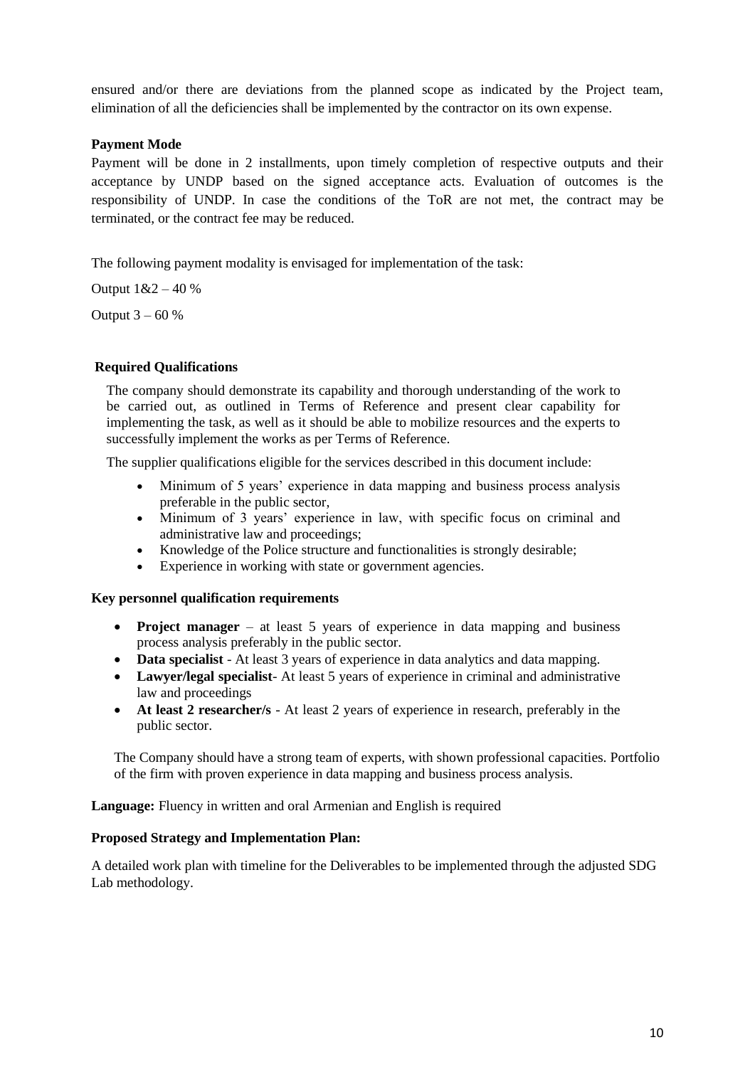ensured and/or there are deviations from the planned scope as indicated by the Project team, elimination of all the deficiencies shall be implemented by the contractor on its own expense.

**Payment Mode**

Payment will be done in 2 installments, upon timely completion of respective outputs and their acceptance by UNDP based on the signed acceptance acts. Evaluation of outcomes is the responsibility of UNDP. In case the conditions of the ToR are not met, the contract may be terminated, or the contract fee may be reduced.

The following payment modality is envisaged for implementation of the task:

Output 1&2 – 40 %

Output 3 – 60 %

**Required Qualifications**

The company should demonstrate its capability and thorough understanding of the work to be carried out, as outlined in Terms of Reference and present clear capability for implementing the task, as well as it should be able to mobilize resources and the experts to successfully implement the works as per Terms of Reference.

The supplier qualifications eligible for the services described in this document include:

- Minimum of 5 years' experience in data mapping and business process analysis preferable in the public sector,
- Minimum of 3 years' experience in law, with specific focus on criminal and administrative law and proceedings;
- Knowledge of the Police structure and functionalities is strongly desirable;
- Experience in working with state or government agencies.

**Key personnel qualification requirements**

- **Project manager** – at least 5 years of experience in data mapping and business process analysis preferably in the public sector.
- **Data specialist** - At least 3 years of experience in data analytics and data mapping.
- **Lawyer/legal specialist**- At least 5 years of experience in criminal and administrative law and proceedings
- **At least 2 researcher/s** - At least 2 years of experience in research, preferably in the public sector.

The Company should have a strong team of experts, with shown professional capacities. Portfolio of the firm with proven experience in data mapping and business process analysis.

**Language:** Fluency in written and oral Armenian and English is required

**Proposed Strategy and Implementation Plan:**

A detailed work plan with timeline for the Deliverables to be implemented through the adjusted SDG Lab methodology.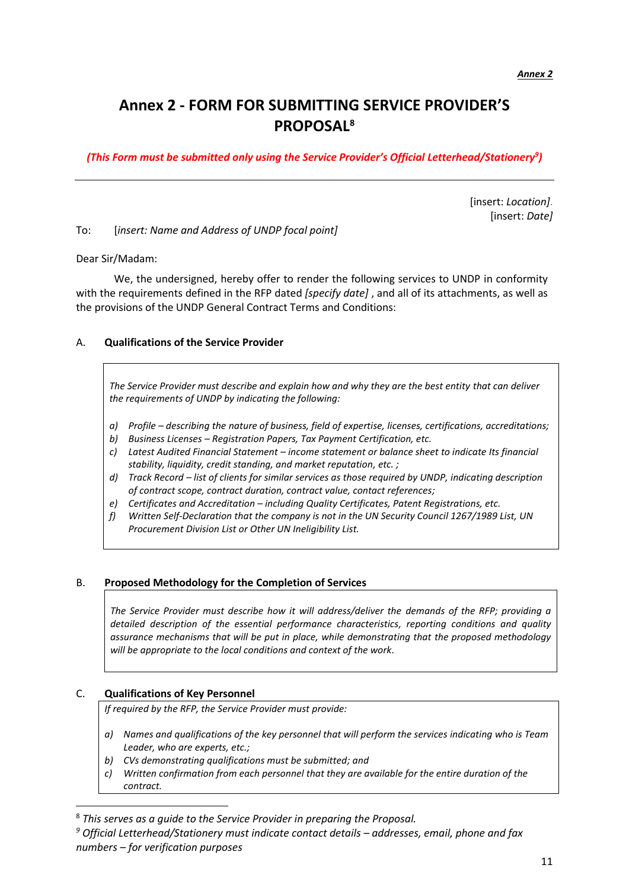*Annex 2*

# Annex 2 - FORM FOR SUBMITTING SERVICE PROVIDER'S PROPOSAL[8]

*(This Form must be submitted only using the Service Provider's Official Letterhead/Stationery[9])*

---

[insert: *Location]*.
[insert: *Date]*

To: [*insert: Name and Address of UNDP focal point]*

Dear Sir/Madam:

We, the undersigned, hereby offer to render the following services to UNDP in conformity with the requirements defined in the RFP dated *[specify date]* , and all of its attachments, as well as the provisions of the UNDP General Contract Terms and Conditions:

## A. Qualifications of the Service Provider

*The Service Provider must describe and explain how and why they are the best entity that can deliver the requirements of UNDP by indicating the following:*

*a) Profile – describing the nature of business, field of expertise, licenses, certifications, accreditations;*
*b) Business Licenses – Registration Papers, Tax Payment Certification, etc.*
*c) Latest Audited Financial Statement – income statement or balance sheet to indicate Its financial stability, liquidity, credit standing, and market reputation, etc. ;*
*d) Track Record – list of clients for similar services as those required by UNDP, indicating description of contract scope, contract duration, contract value, contact references;*
*e) Certificates and Accreditation – including Quality Certificates, Patent Registrations, etc.*
*f) Written Self-Declaration that the company is not in the UN Security Council 1267/1989 List, UN Procurement Division List or Other UN Ineligibility List.*

## B. Proposed Methodology for the Completion of Services

*The Service Provider must describe how it will address/deliver the demands of the RFP; providing a detailed description of the essential performance characteristics, reporting conditions and quality assurance mechanisms that will be put in place, while demonstrating that the proposed methodology will be appropriate to the local conditions and context of the work.*

## C. Qualifications of Key Personnel

*If required by the RFP, the Service Provider must provide:*

*a) Names and qualifications of the key personnel that will perform the services indicating who is Team Leader, who are experts, etc.;*
*b) CVs demonstrating qualifications must be submitted; and*
*c) Written confirmation from each personnel that they are available for the entire duration of the contract.*

---

[8] *This serves as a guide to the Service Provider in preparing the Proposal.*
[9] *Official Letterhead/Stationery must indicate contact details – addresses, email, phone and fax numbers – for verification purposes*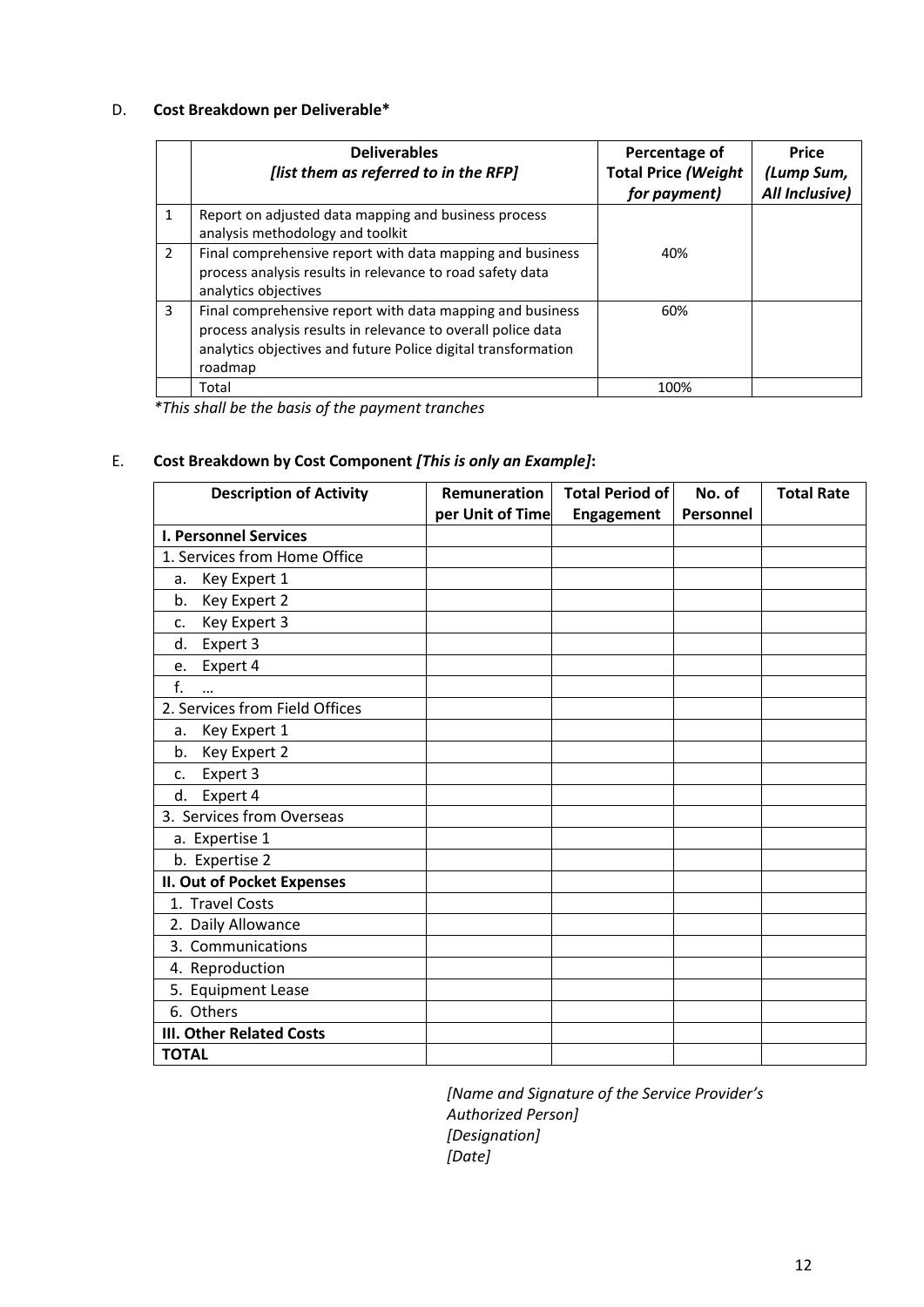D. **Cost Breakdown per Deliverable***

| | **Deliverables** *[list them as referred to in the RFP]* | **Percentage of Total Price *(Weight for payment)*** | **Price *(Lump Sum, All Inclusive)*** |
|---|---|---|---|
| 1 | Report on adjusted data mapping and business process analysis methodology and toolkit | 40% | |
| 2 | Final comprehensive report with data mapping and business process analysis results in relevance to road safety data analytics objectives | | |
| 3 | Final comprehensive report with data mapping and business process analysis results in relevance to overall police data analytics objectives and future Police digital transformation roadmap | 60% | |
| | Total | 100% | |

*\*This shall be the basis of the payment tranches*

E. **Cost Breakdown by Cost Component *[This is only an Example]*:**

| **Description of Activity** | **Remuneration per Unit of Time** | **Total Period of Engagement** | **No. of Personnel** | **Total Rate** |
|---|---|---|---|---|
| **I. Personnel Services** | | | | |
| 1. Services from Home Office | | | | |
| a. Key Expert 1 | | | | |
| b. Key Expert 2 | | | | |
| c. Key Expert 3 | | | | |
| d. Expert 3 | | | | |
| e. Expert 4 | | | | |
| f. … | | | | |
| 2. Services from Field Offices | | | | |
| a. Key Expert 1 | | | | |
| b. Key Expert 2 | | | | |
| c. Expert 3 | | | | |
| d. Expert 4 | | | | |
| 3. Services from Overseas | | | | |
| a. Expertise 1 | | | | |
| b. Expertise 2 | | | | |
| **II. Out of Pocket Expenses** | | | | |
| 1. Travel Costs | | | | |
| 2. Daily Allowance | | | | |
| 3. Communications | | | | |
| 4. Reproduction | | | | |
| 5. Equipment Lease | | | | |
| 6. Others | | | | |
| **III. Other Related Costs** | | | | |
| **TOTAL** | | | | |

*[Name and Signature of the Service Provider's Authorized Person]*
*[Designation]*
*[Date]*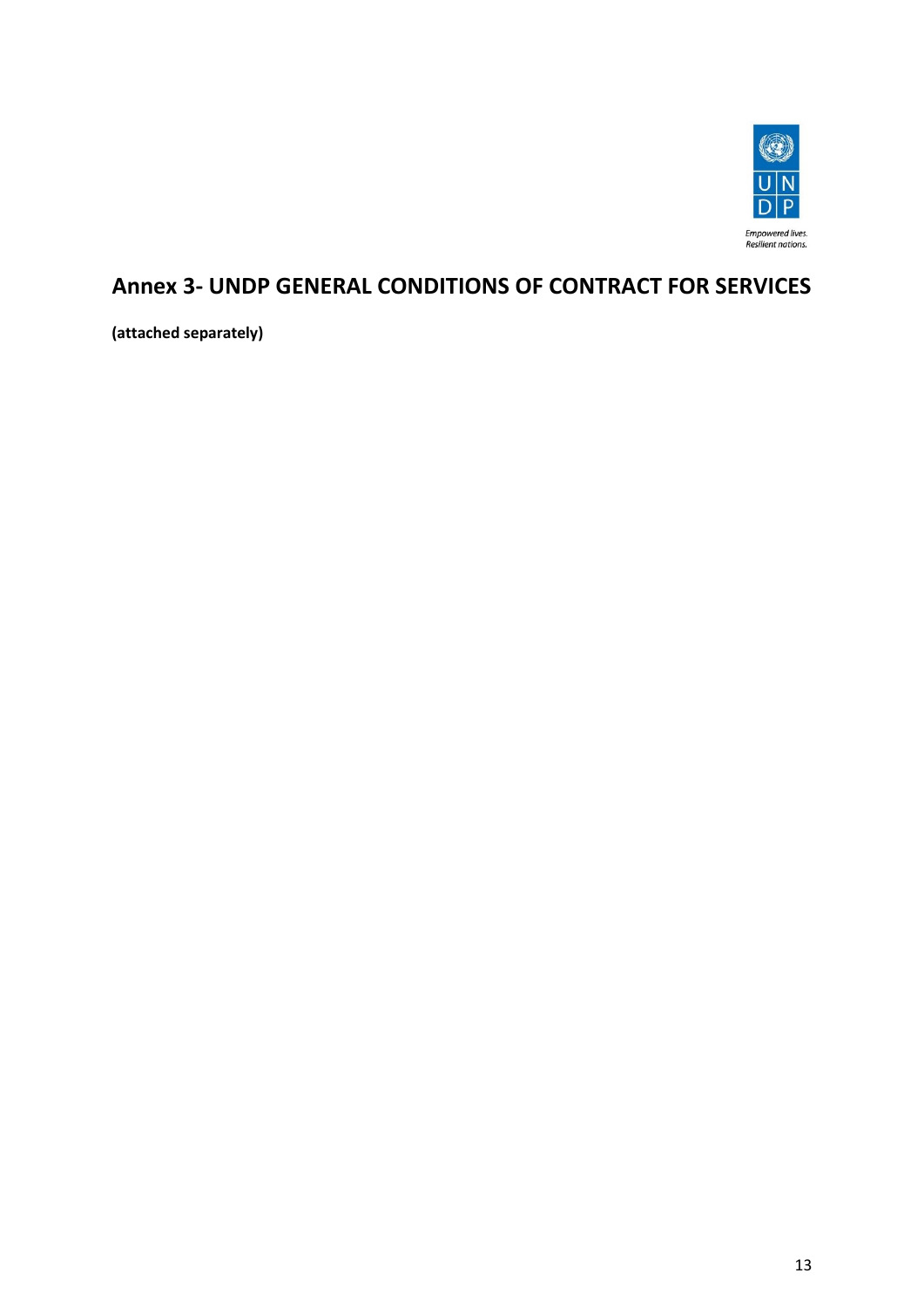# Annex 3- UNDP GENERAL CONDITIONS OF CONTRACT FOR SERVICES

**(attached separately)**